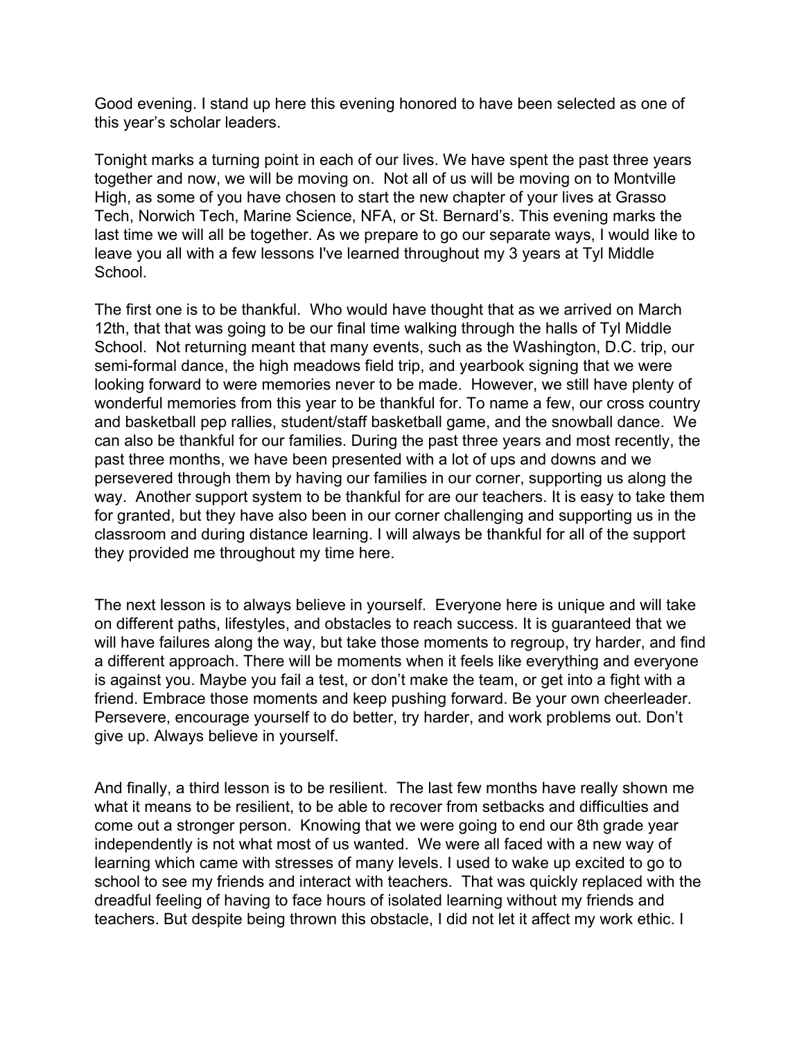Good evening. I stand up here this evening honored to have been selected as one of this year's scholar leaders.

Tonight marks a turning point in each of our lives. We have spent the past three years together and now, we will be moving on. Not all of us will be moving on to Montville High, as some of you have chosen to start the new chapter of your lives at Grasso Tech, Norwich Tech, Marine Science, NFA, or St. Bernard's. This evening marks the last time we will all be together. As we prepare to go our separate ways, I would like to leave you all with a few lessons I've learned throughout my 3 years at Tyl Middle School.

The first one is to be thankful. Who would have thought that as we arrived on March 12th, that that was going to be our final time walking through the halls of Tyl Middle School. Not returning meant that many events, such as the Washington, D.C. trip, our semi-formal dance, the high meadows field trip, and yearbook signing that we were looking forward to were memories never to be made. However, we still have plenty of wonderful memories from this year to be thankful for. To name a few, our cross country and basketball pep rallies, student/staff basketball game, and the snowball dance. We can also be thankful for our families. During the past three years and most recently, the past three months, we have been presented with a lot of ups and downs and we persevered through them by having our families in our corner, supporting us along the way. Another support system to be thankful for are our teachers. It is easy to take them for granted, but they have also been in our corner challenging and supporting us in the classroom and during distance learning. I will always be thankful for all of the support they provided me throughout my time here.

The next lesson is to always believe in yourself. Everyone here is unique and will take on different paths, lifestyles, and obstacles to reach success. It is guaranteed that we will have failures along the way, but take those moments to regroup, try harder, and find a different approach. There will be moments when it feels like everything and everyone is against you. Maybe you fail a test, or don't make the team, or get into a fight with a friend. Embrace those moments and keep pushing forward. Be your own cheerleader. Persevere, encourage yourself to do better, try harder, and work problems out. Don't give up. Always believe in yourself.

And finally, a third lesson is to be resilient. The last few months have really shown me what it means to be resilient, to be able to recover from setbacks and difficulties and come out a stronger person. Knowing that we were going to end our 8th grade year independently is not what most of us wanted. We were all faced with a new way of learning which came with stresses of many levels. I used to wake up excited to go to school to see my friends and interact with teachers. That was quickly replaced with the dreadful feeling of having to face hours of isolated learning without my friends and teachers. But despite being thrown this obstacle, I did not let it affect my work ethic. I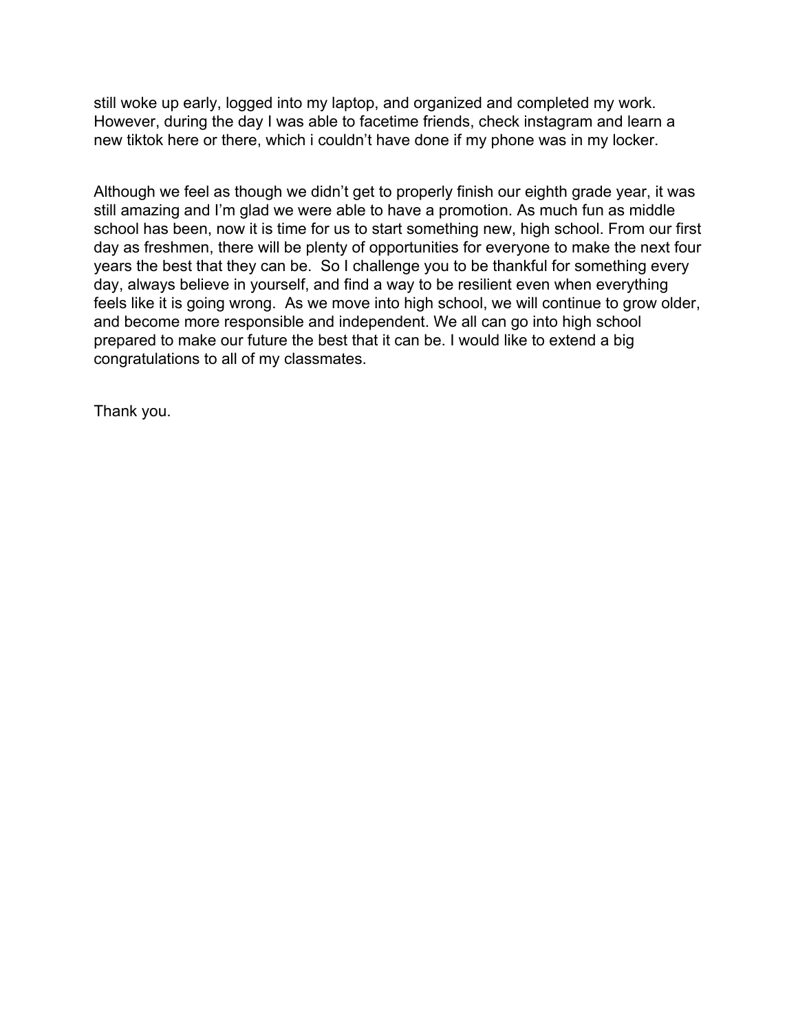still woke up early, logged into my laptop, and organized and completed my work. However, during the day I was able to facetime friends, check instagram and learn a new tiktok here or there, which i couldn't have done if my phone was in my locker.

Although we feel as though we didn't get to properly finish our eighth grade year, it was still amazing and I'm glad we were able to have a promotion. As much fun as middle school has been, now it is time for us to start something new, high school. From our first day as freshmen, there will be plenty of opportunities for everyone to make the next four years the best that they can be. So I challenge you to be thankful for something every day, always believe in yourself, and find a way to be resilient even when everything feels like it is going wrong. As we move into high school, we will continue to grow older, and become more responsible and independent. We all can go into high school prepared to make our future the best that it can be. I would like to extend a big congratulations to all of my classmates.

Thank you.